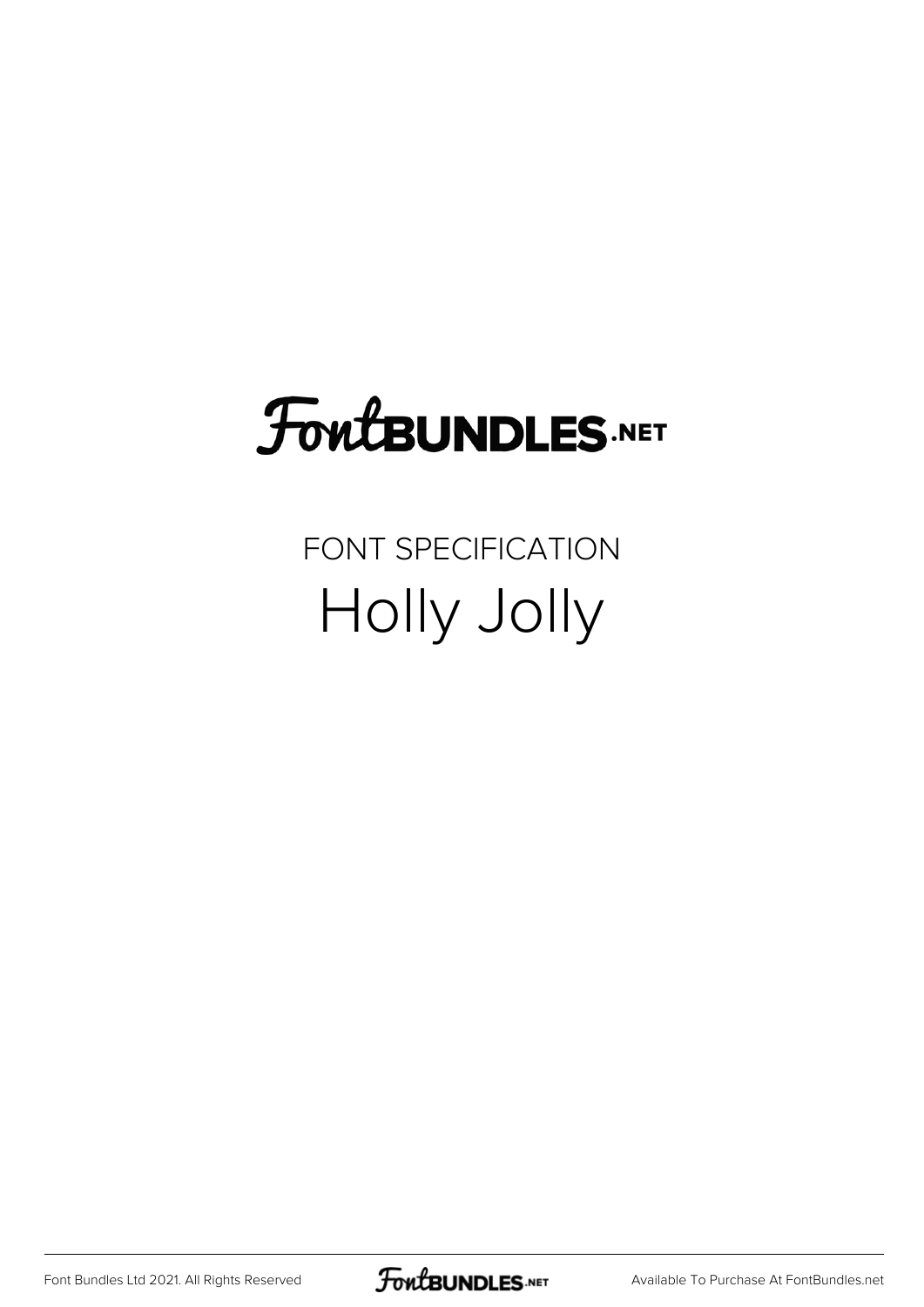# FontBUNDLES.NET

## FONT SPECIFICATION

# Holly Jolly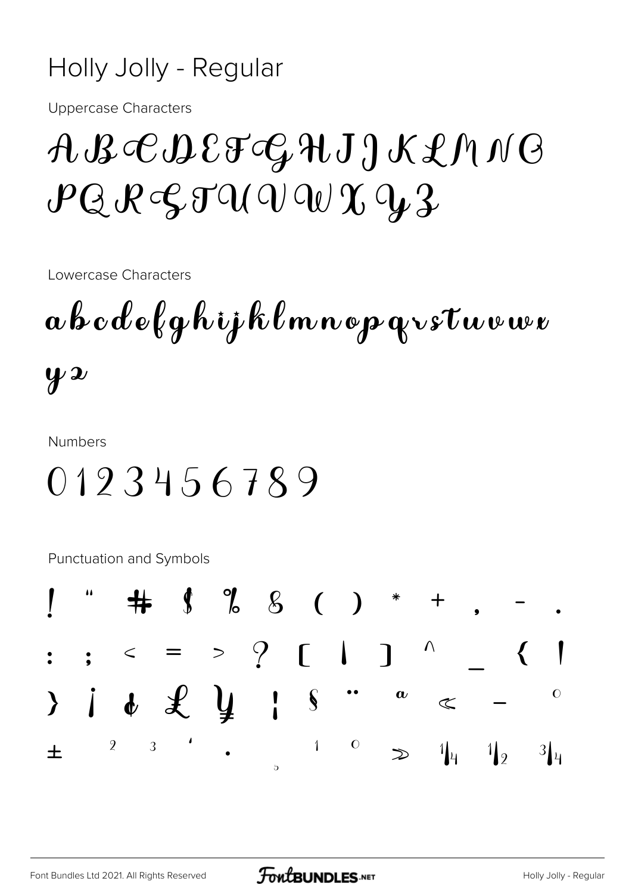# Holly Jolly - Regular

Uppercase Characters

A B C D E F G H I J K L M N O P Q R S T U V W X Y Z

Lowercase Characters

a b c d e f g h i j k l m n o p q r s t u v w x y z

Numbers

0 1 2 3 4 5 6 7 8 9

Punctuation and Symbols

! " # $ % & ( ) * + , - .
: ; < = > ? [ | ] ^ _ { |
} ¡ ¢ £ ¥ ¦ § ¨ ª « – °
± ² ³ ´ · ¸ ¹ º » ¼ ½ ¾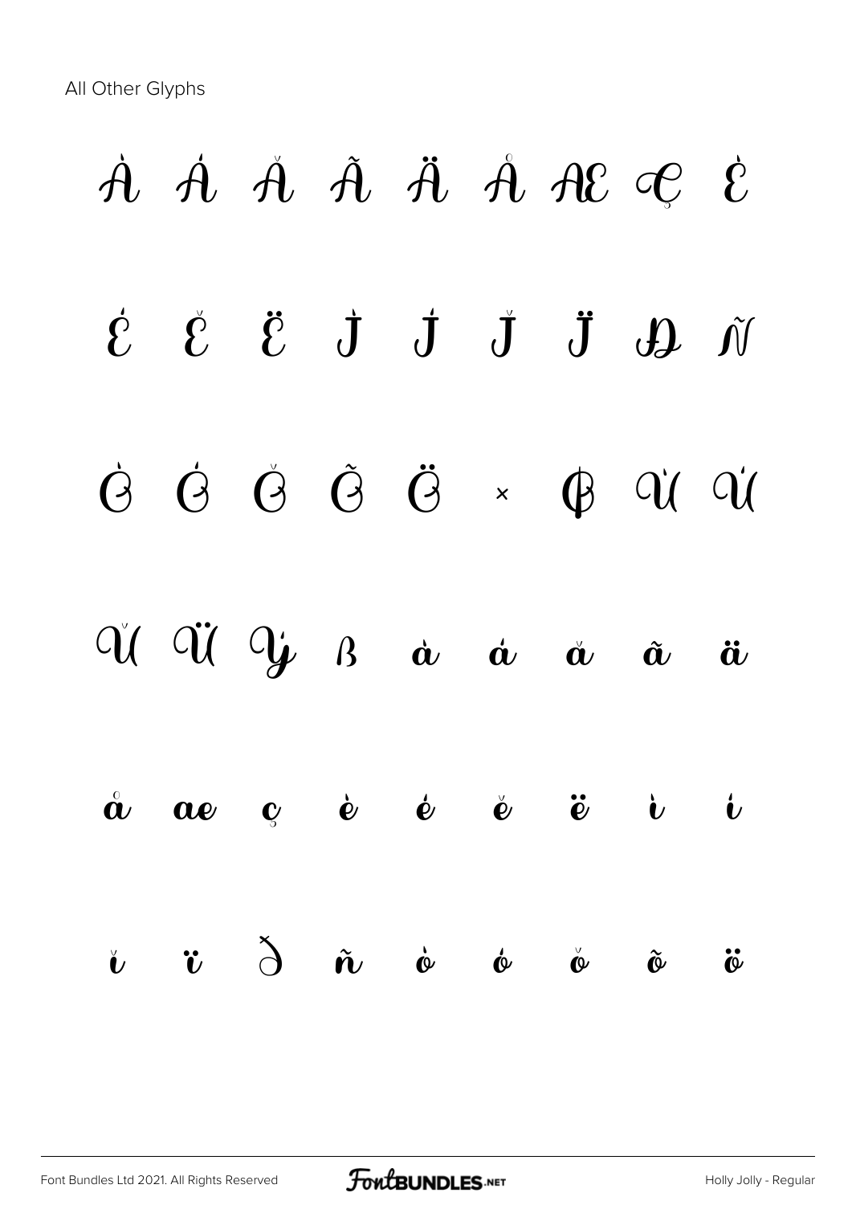All Other Glyphs

À Á Â Ã Ä Å Æ Ç È

É Ê Ë Ì Í Î Ï Ð Ñ

Ò Ó Ô Õ Ö × Ø Ù Ú

Û Ü Ý ß à á â ã ä

å æ ç è é ê ë ì í

î ï ð ñ ò ó ô õ ö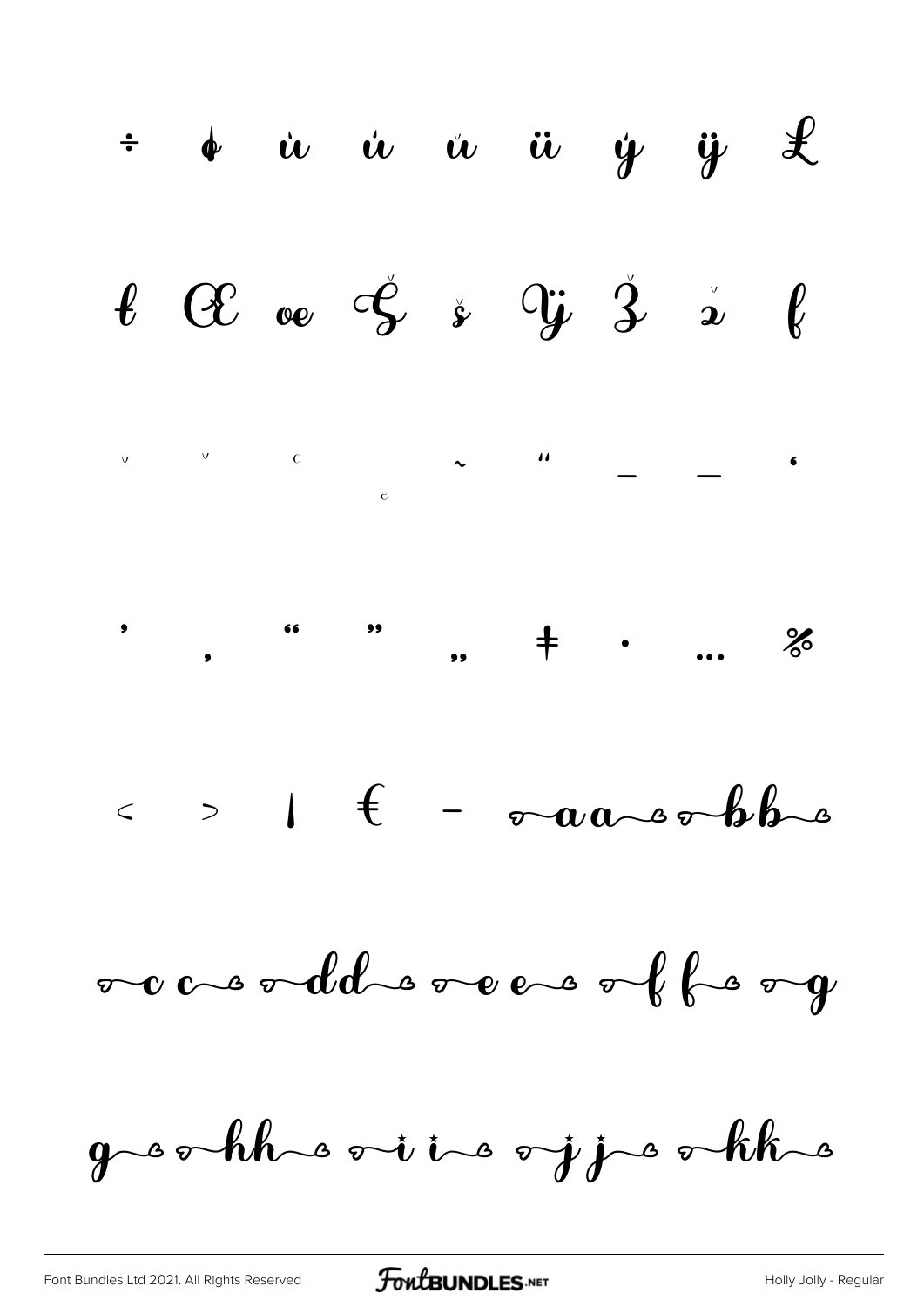÷ ø ù ú ŭ ü ý ÿ Ł

ł Œ œ Š š Ÿ Ž ž ƒ

ˆ ˇ ˚ ˛ ˜ ˝ – — ‘

’ ‚ “ ” „ ‡ • … ‰

‹ › ı € -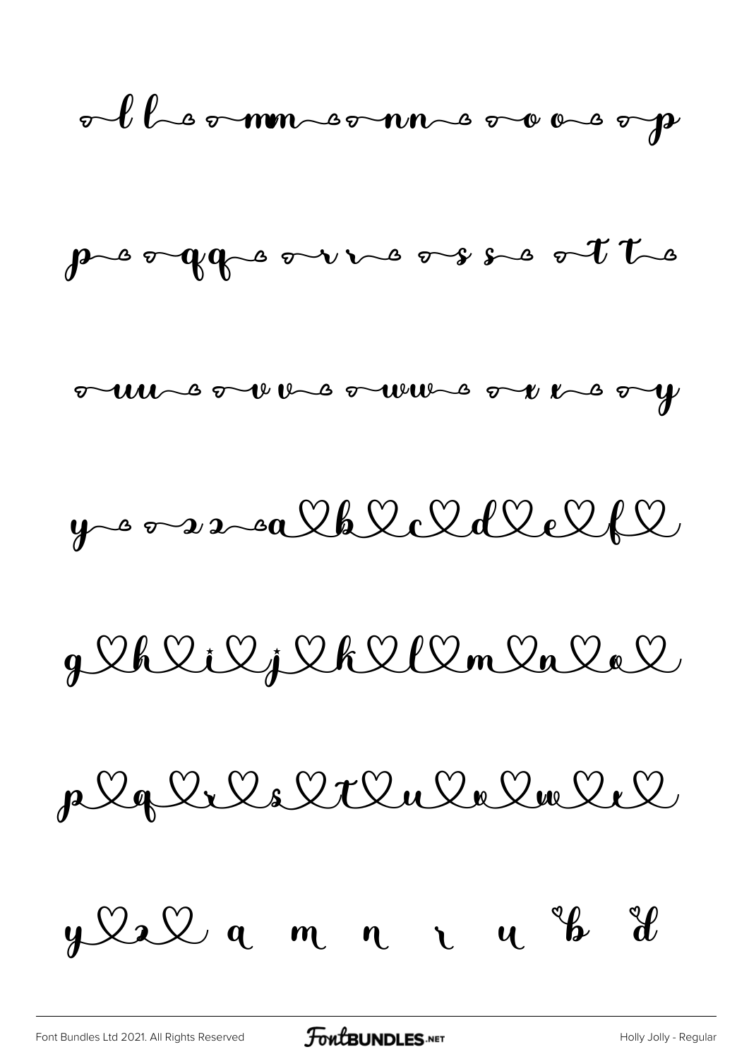l l m n n o o p

p q q r r s s t t

u u v v w w x x y

y z z a b c d e f

g h i j k l m n o

p q r s t u v w x

y z a m n r u b d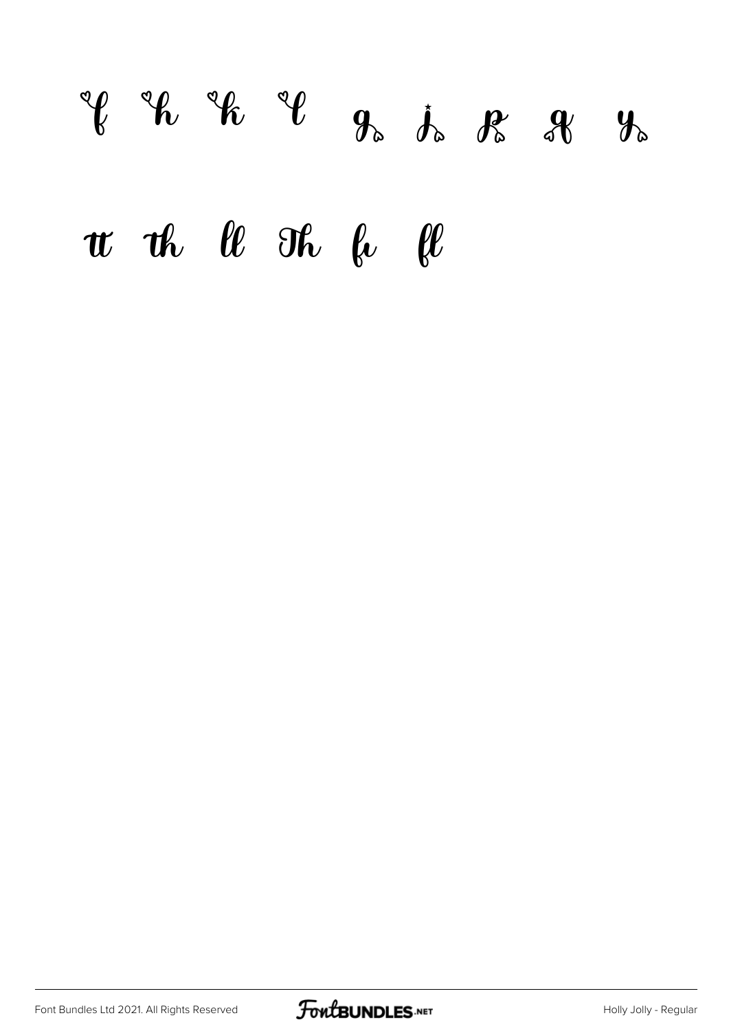f h k l g j p q y

tt th ll Th fi fl